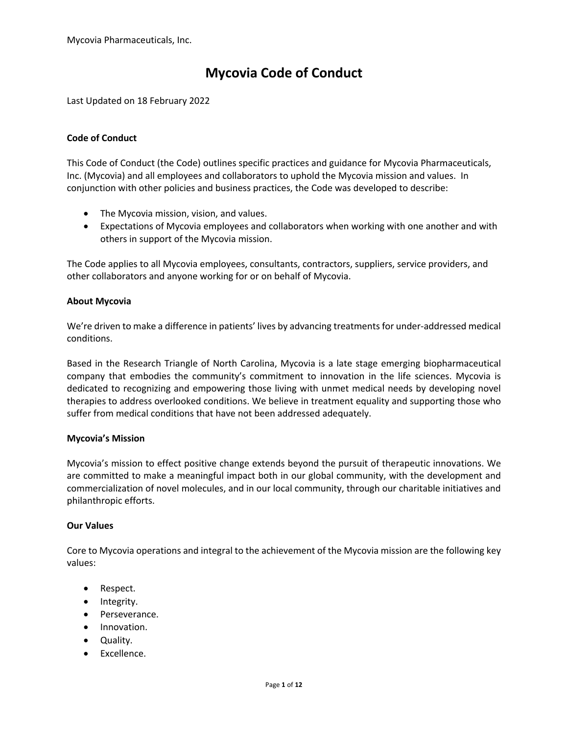Mycovia Pharmaceuticals, Inc.

# Mycovia Code of Conduct

Last Updated on 18 February 2022

## Code of Conduct

This Code of Conduct (the Code) outlines specific practices and guidance for Mycovia Pharmaceuticals, Inc. (Mycovia) and all employees and collaborators to uphold the Mycovia mission and values. In conjunction with other policies and business practices, the Code was developed to describe:

- The Mycovia mission, vision, and values.
- Expectations of Mycovia employees and collaborators when working with one another and with others in support of the Mycovia mission.

The Code applies to all Mycovia employees, consultants, contractors, suppliers, service providers, and other collaborators and anyone working for or on behalf of Mycovia.

## About Mycovia

We're driven to make a difference in patients' lives by advancing treatments for under-addressed medical conditions.

Based in the Research Triangle of North Carolina, Mycovia is a late stage emerging biopharmaceutical company that embodies the community's commitment to innovation in the life sciences. Mycovia is dedicated to recognizing and empowering those living with unmet medical needs by developing novel therapies to address overlooked conditions. We believe in treatment equality and supporting those who suffer from medical conditions that have not been addressed adequately.

## Mycovia's Mission

Mycovia's mission to effect positive change extends beyond the pursuit of therapeutic innovations. We are committed to make a meaningful impact both in our global community, with the development and commercialization of novel molecules, and in our local community, through our charitable initiatives and philanthropic efforts.

## Our Values

Core to Mycovia operations and integral to the achievement of the Mycovia mission are the following key values:

- Respect.
- Integrity.
- Perseverance.
- Innovation.
- Quality.
- Excellence.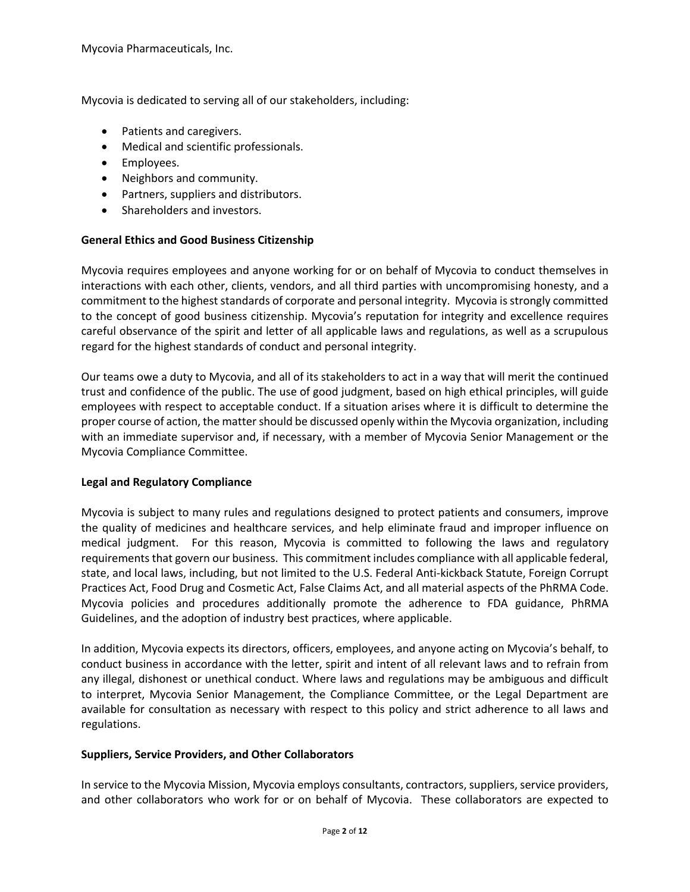Mycovia is dedicated to serving all of our stakeholders, including:

- Patients and caregivers.
- Medical and scientific professionals.
- Employees.
- Neighbors and community.
- Partners, suppliers and distributors.
- Shareholders and investors.

**General Ethics and Good Business Citizenship**

Mycovia requires employees and anyone working for or on behalf of Mycovia to conduct themselves in interactions with each other, clients, vendors, and all third parties with uncompromising honesty, and a commitment to the highest standards of corporate and personal integrity. Mycovia is strongly committed to the concept of good business citizenship. Mycovia's reputation for integrity and excellence requires careful observance of the spirit and letter of all applicable laws and regulations, as well as a scrupulous regard for the highest standards of conduct and personal integrity.

Our teams owe a duty to Mycovia, and all of its stakeholders to act in a way that will merit the continued trust and confidence of the public. The use of good judgment, based on high ethical principles, will guide employees with respect to acceptable conduct. If a situation arises where it is difficult to determine the proper course of action, the matter should be discussed openly within the Mycovia organization, including with an immediate supervisor and, if necessary, with a member of Mycovia Senior Management or the Mycovia Compliance Committee.

**Legal and Regulatory Compliance**

Mycovia is subject to many rules and regulations designed to protect patients and consumers, improve the quality of medicines and healthcare services, and help eliminate fraud and improper influence on medical judgment. For this reason, Mycovia is committed to following the laws and regulatory requirements that govern our business. This commitment includes compliance with all applicable federal, state, and local laws, including, but not limited to the U.S. Federal Anti-kickback Statute, Foreign Corrupt Practices Act, Food Drug and Cosmetic Act, False Claims Act, and all material aspects of the PhRMA Code. Mycovia policies and procedures additionally promote the adherence to FDA guidance, PhRMA Guidelines, and the adoption of industry best practices, where applicable.

In addition, Mycovia expects its directors, officers, employees, and anyone acting on Mycovia's behalf, to conduct business in accordance with the letter, spirit and intent of all relevant laws and to refrain from any illegal, dishonest or unethical conduct. Where laws and regulations may be ambiguous and difficult to interpret, Mycovia Senior Management, the Compliance Committee, or the Legal Department are available for consultation as necessary with respect to this policy and strict adherence to all laws and regulations.

**Suppliers, Service Providers, and Other Collaborators**

In service to the Mycovia Mission, Mycovia employs consultants, contractors, suppliers, service providers, and other collaborators who work for or on behalf of Mycovia. These collaborators are expected to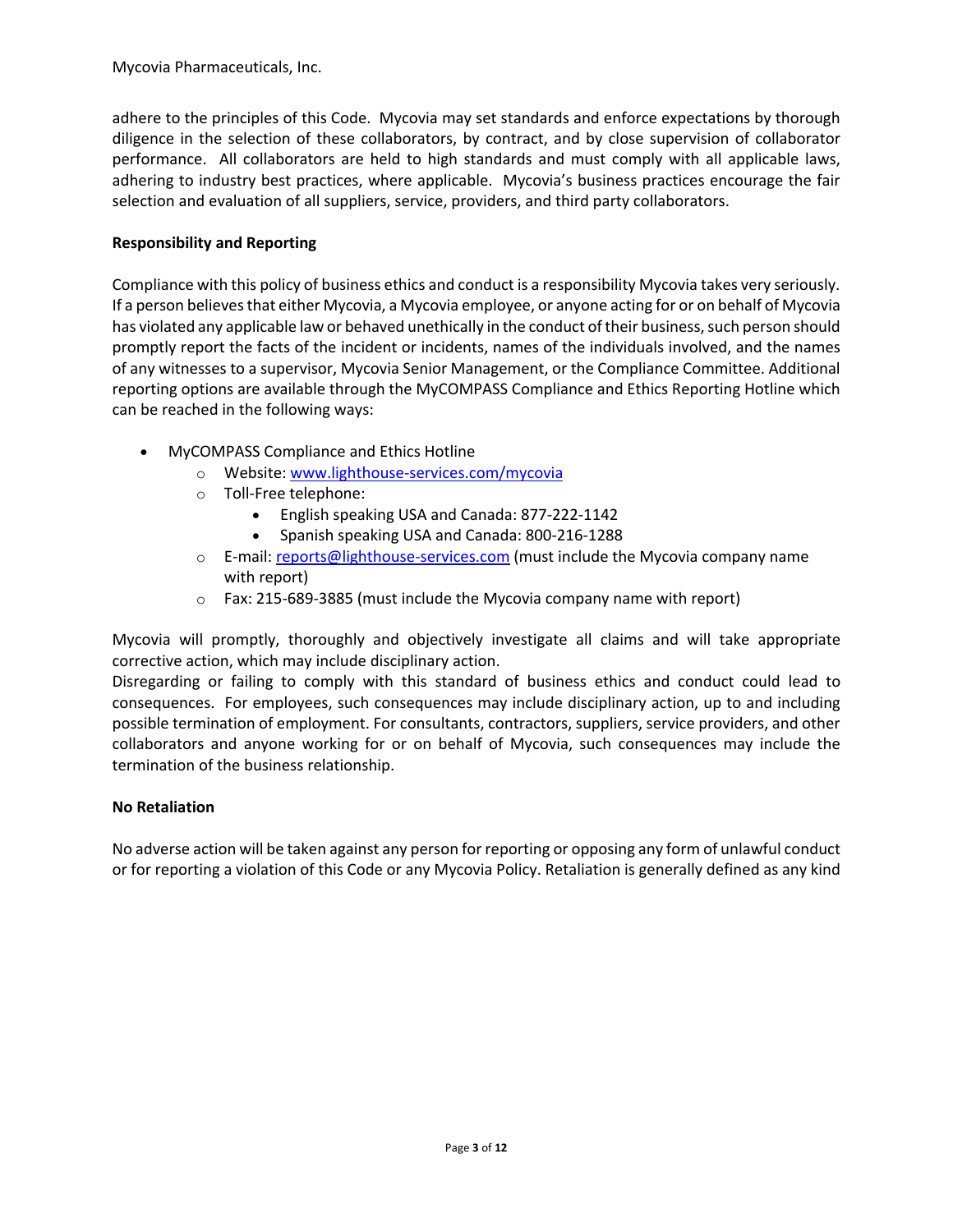adhere to the principles of this Code. Mycovia may set standards and enforce expectations by thorough diligence in the selection of these collaborators, by contract, and by close supervision of collaborator performance. All collaborators are held to high standards and must comply with all applicable laws, adhering to industry best practices, where applicable. Mycovia's business practices encourage the fair selection and evaluation of all suppliers, service, providers, and third party collaborators.

**Responsibility and Reporting**

Compliance with this policy of business ethics and conduct is a responsibility Mycovia takes very seriously. If a person believes that either Mycovia, a Mycovia employee, or anyone acting for or on behalf of Mycovia has violated any applicable law or behaved unethically in the conduct of their business, such person should promptly report the facts of the incident or incidents, names of the individuals involved, and the names of any witnesses to a supervisor, Mycovia Senior Management, or the Compliance Committee. Additional reporting options are available through the MyCOMPASS Compliance and Ethics Reporting Hotline which can be reached in the following ways:

- MyCOMPASS Compliance and Ethics Hotline
  - Website: www.lighthouse-services.com/mycovia
  - Toll-Free telephone:
    - English speaking USA and Canada: 877-222-1142
    - Spanish speaking USA and Canada: 800-216-1288
  - E-mail: reports@lighthouse-services.com (must include the Mycovia company name with report)
  - Fax: 215-689-3885 (must include the Mycovia company name with report)

Mycovia will promptly, thoroughly and objectively investigate all claims and will take appropriate corrective action, which may include disciplinary action.

Disregarding or failing to comply with this standard of business ethics and conduct could lead to consequences. For employees, such consequences may include disciplinary action, up to and including possible termination of employment. For consultants, contractors, suppliers, service providers, and other collaborators and anyone working for or on behalf of Mycovia, such consequences may include the termination of the business relationship.

**No Retaliation**

No adverse action will be taken against any person for reporting or opposing any form of unlawful conduct or for reporting a violation of this Code or any Mycovia Policy. Retaliation is generally defined as any kind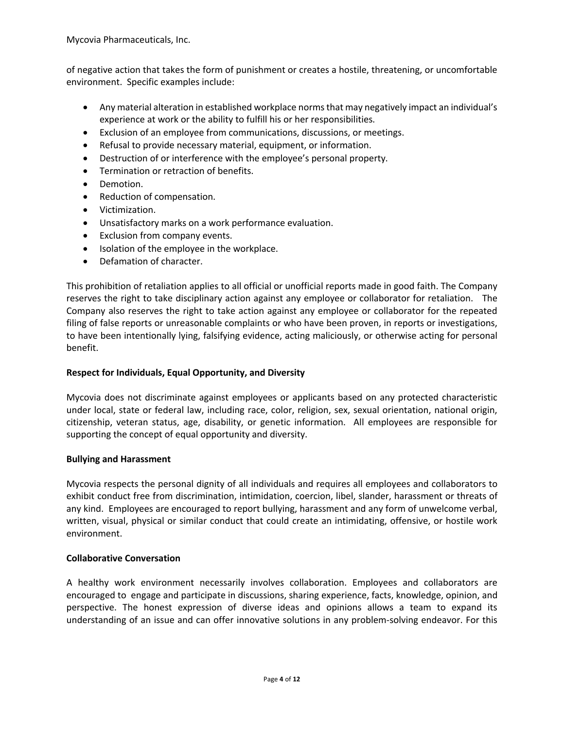of negative action that takes the form of punishment or creates a hostile, threatening, or uncomfortable environment. Specific examples include:

- Any material alteration in established workplace norms that may negatively impact an individual's experience at work or the ability to fulfill his or her responsibilities.
- Exclusion of an employee from communications, discussions, or meetings.
- Refusal to provide necessary material, equipment, or information.
- Destruction of or interference with the employee's personal property.
- Termination or retraction of benefits.
- Demotion.
- Reduction of compensation.
- Victimization.
- Unsatisfactory marks on a work performance evaluation.
- Exclusion from company events.
- Isolation of the employee in the workplace.
- Defamation of character.

This prohibition of retaliation applies to all official or unofficial reports made in good faith. The Company reserves the right to take disciplinary action against any employee or collaborator for retaliation. The Company also reserves the right to take action against any employee or collaborator for the repeated filing of false reports or unreasonable complaints or who have been proven, in reports or investigations, to have been intentionally lying, falsifying evidence, acting maliciously, or otherwise acting for personal benefit.

**Respect for Individuals, Equal Opportunity, and Diversity**

Mycovia does not discriminate against employees or applicants based on any protected characteristic under local, state or federal law, including race, color, religion, sex, sexual orientation, national origin, citizenship, veteran status, age, disability, or genetic information. All employees are responsible for supporting the concept of equal opportunity and diversity.

**Bullying and Harassment**

Mycovia respects the personal dignity of all individuals and requires all employees and collaborators to exhibit conduct free from discrimination, intimidation, coercion, libel, slander, harassment or threats of any kind. Employees are encouraged to report bullying, harassment and any form of unwelcome verbal, written, visual, physical or similar conduct that could create an intimidating, offensive, or hostile work environment.

**Collaborative Conversation**

A healthy work environment necessarily involves collaboration. Employees and collaborators are encouraged to engage and participate in discussions, sharing experience, facts, knowledge, opinion, and perspective. The honest expression of diverse ideas and opinions allows a team to expand its understanding of an issue and can offer innovative solutions in any problem-solving endeavor. For this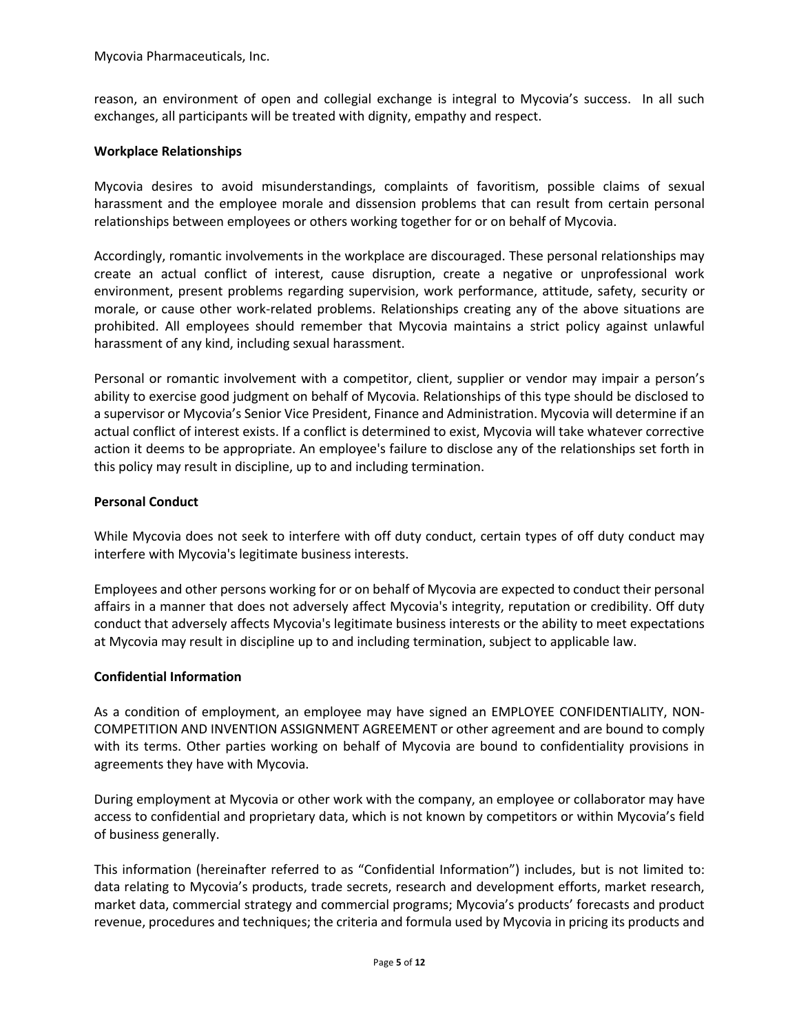reason, an environment of open and collegial exchange is integral to Mycovia's success. In all such exchanges, all participants will be treated with dignity, empathy and respect.

**Workplace Relationships**

Mycovia desires to avoid misunderstandings, complaints of favoritism, possible claims of sexual harassment and the employee morale and dissension problems that can result from certain personal relationships between employees or others working together for or on behalf of Mycovia.

Accordingly, romantic involvements in the workplace are discouraged. These personal relationships may create an actual conflict of interest, cause disruption, create a negative or unprofessional work environment, present problems regarding supervision, work performance, attitude, safety, security or morale, or cause other work-related problems. Relationships creating any of the above situations are prohibited. All employees should remember that Mycovia maintains a strict policy against unlawful harassment of any kind, including sexual harassment.

Personal or romantic involvement with a competitor, client, supplier or vendor may impair a person's ability to exercise good judgment on behalf of Mycovia. Relationships of this type should be disclosed to a supervisor or Mycovia's Senior Vice President, Finance and Administration. Mycovia will determine if an actual conflict of interest exists. If a conflict is determined to exist, Mycovia will take whatever corrective action it deems to be appropriate. An employee's failure to disclose any of the relationships set forth in this policy may result in discipline, up to and including termination.

**Personal Conduct**

While Mycovia does not seek to interfere with off duty conduct, certain types of off duty conduct may interfere with Mycovia's legitimate business interests.

Employees and other persons working for or on behalf of Mycovia are expected to conduct their personal affairs in a manner that does not adversely affect Mycovia's integrity, reputation or credibility. Off duty conduct that adversely affects Mycovia's legitimate business interests or the ability to meet expectations at Mycovia may result in discipline up to and including termination, subject to applicable law.

**Confidential Information**

As a condition of employment, an employee may have signed an EMPLOYEE CONFIDENTIALITY, NON-COMPETITION AND INVENTION ASSIGNMENT AGREEMENT or other agreement and are bound to comply with its terms. Other parties working on behalf of Mycovia are bound to confidentiality provisions in agreements they have with Mycovia.

During employment at Mycovia or other work with the company, an employee or collaborator may have access to confidential and proprietary data, which is not known by competitors or within Mycovia's field of business generally.

This information (hereinafter referred to as "Confidential Information") includes, but is not limited to: data relating to Mycovia's products, trade secrets, research and development efforts, market research, market data, commercial strategy and commercial programs; Mycovia's products' forecasts and product revenue, procedures and techniques; the criteria and formula used by Mycovia in pricing its products and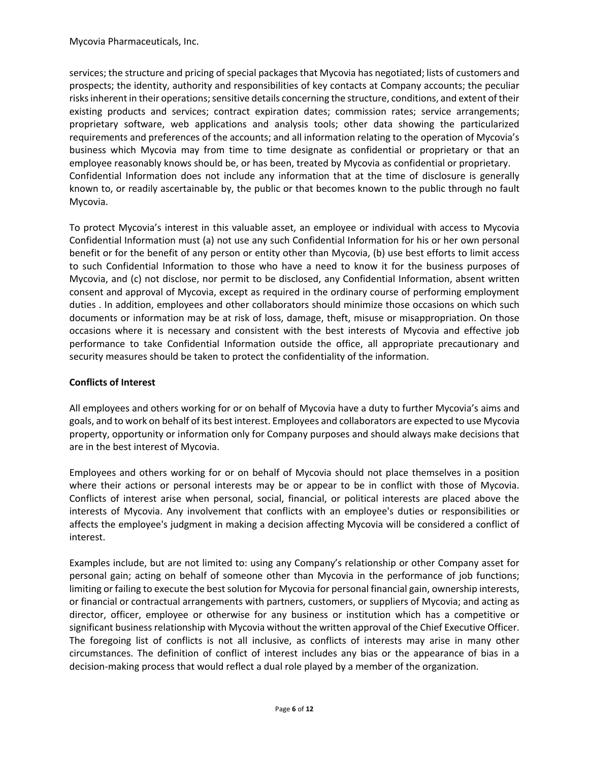services; the structure and pricing of special packages that Mycovia has negotiated; lists of customers and prospects; the identity, authority and responsibilities of key contacts at Company accounts; the peculiar risks inherent in their operations; sensitive details concerning the structure, conditions, and extent of their existing products and services; contract expiration dates; commission rates; service arrangements; proprietary software, web applications and analysis tools; other data showing the particularized requirements and preferences of the accounts; and all information relating to the operation of Mycovia's business which Mycovia may from time to time designate as confidential or proprietary or that an employee reasonably knows should be, or has been, treated by Mycovia as confidential or proprietary. Confidential Information does not include any information that at the time of disclosure is generally known to, or readily ascertainable by, the public or that becomes known to the public through no fault Mycovia.

To protect Mycovia's interest in this valuable asset, an employee or individual with access to Mycovia Confidential Information must (a) not use any such Confidential Information for his or her own personal benefit or for the benefit of any person or entity other than Mycovia, (b) use best efforts to limit access to such Confidential Information to those who have a need to know it for the business purposes of Mycovia, and (c) not disclose, nor permit to be disclosed, any Confidential Information, absent written consent and approval of Mycovia, except as required in the ordinary course of performing employment duties . In addition, employees and other collaborators should minimize those occasions on which such documents or information may be at risk of loss, damage, theft, misuse or misappropriation. On those occasions where it is necessary and consistent with the best interests of Mycovia and effective job performance to take Confidential Information outside the office, all appropriate precautionary and security measures should be taken to protect the confidentiality of the information.

**Conflicts of Interest**

All employees and others working for or on behalf of Mycovia have a duty to further Mycovia's aims and goals, and to work on behalf of its best interest. Employees and collaborators are expected to use Mycovia property, opportunity or information only for Company purposes and should always make decisions that are in the best interest of Mycovia.

Employees and others working for or on behalf of Mycovia should not place themselves in a position where their actions or personal interests may be or appear to be in conflict with those of Mycovia. Conflicts of interest arise when personal, social, financial, or political interests are placed above the interests of Mycovia. Any involvement that conflicts with an employee's duties or responsibilities or affects the employee's judgment in making a decision affecting Mycovia will be considered a conflict of interest.

Examples include, but are not limited to: using any Company's relationship or other Company asset for personal gain; acting on behalf of someone other than Mycovia in the performance of job functions; limiting or failing to execute the best solution for Mycovia for personal financial gain, ownership interests, or financial or contractual arrangements with partners, customers, or suppliers of Mycovia; and acting as director, officer, employee or otherwise for any business or institution which has a competitive or significant business relationship with Mycovia without the written approval of the Chief Executive Officer. The foregoing list of conflicts is not all inclusive, as conflicts of interests may arise in many other circumstances. The definition of conflict of interest includes any bias or the appearance of bias in a decision-making process that would reflect a dual role played by a member of the organization.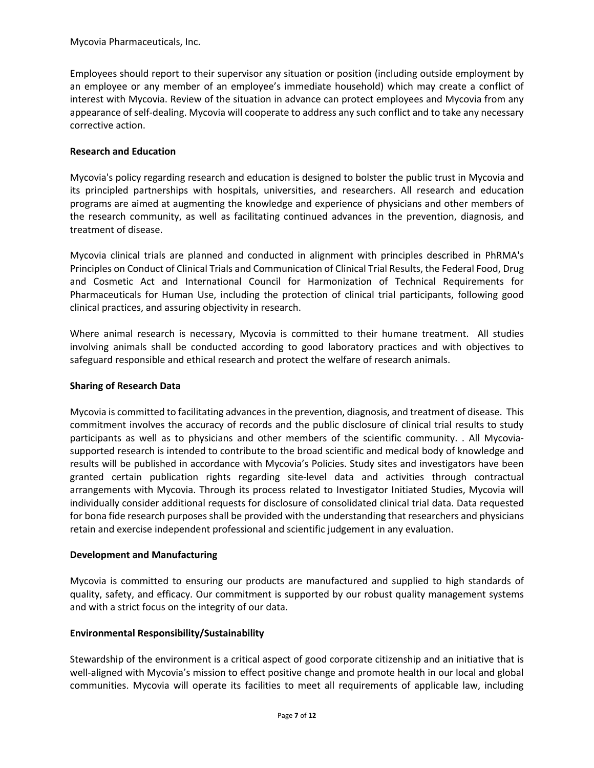Employees should report to their supervisor any situation or position (including outside employment by an employee or any member of an employee's immediate household) which may create a conflict of interest with Mycovia. Review of the situation in advance can protect employees and Mycovia from any appearance of self-dealing. Mycovia will cooperate to address any such conflict and to take any necessary corrective action.

**Research and Education**

Mycovia's policy regarding research and education is designed to bolster the public trust in Mycovia and its principled partnerships with hospitals, universities, and researchers. All research and education programs are aimed at augmenting the knowledge and experience of physicians and other members of the research community, as well as facilitating continued advances in the prevention, diagnosis, and treatment of disease.

Mycovia clinical trials are planned and conducted in alignment with principles described in PhRMA's Principles on Conduct of Clinical Trials and Communication of Clinical Trial Results, the Federal Food, Drug and Cosmetic Act and International Council for Harmonization of Technical Requirements for Pharmaceuticals for Human Use, including the protection of clinical trial participants, following good clinical practices, and assuring objectivity in research.

Where animal research is necessary, Mycovia is committed to their humane treatment. All studies involving animals shall be conducted according to good laboratory practices and with objectives to safeguard responsible and ethical research and protect the welfare of research animals.

**Sharing of Research Data**

Mycovia is committed to facilitating advances in the prevention, diagnosis, and treatment of disease. This commitment involves the accuracy of records and the public disclosure of clinical trial results to study participants as well as to physicians and other members of the scientific community. . All Mycovia-supported research is intended to contribute to the broad scientific and medical body of knowledge and results will be published in accordance with Mycovia's Policies. Study sites and investigators have been granted certain publication rights regarding site-level data and activities through contractual arrangements with Mycovia. Through its process related to Investigator Initiated Studies, Mycovia will individually consider additional requests for disclosure of consolidated clinical trial data. Data requested for bona fide research purposes shall be provided with the understanding that researchers and physicians retain and exercise independent professional and scientific judgement in any evaluation.

**Development and Manufacturing**

Mycovia is committed to ensuring our products are manufactured and supplied to high standards of quality, safety, and efficacy. Our commitment is supported by our robust quality management systems and with a strict focus on the integrity of our data.

**Environmental Responsibility/Sustainability**

Stewardship of the environment is a critical aspect of good corporate citizenship and an initiative that is well-aligned with Mycovia's mission to effect positive change and promote health in our local and global communities. Mycovia will operate its facilities to meet all requirements of applicable law, including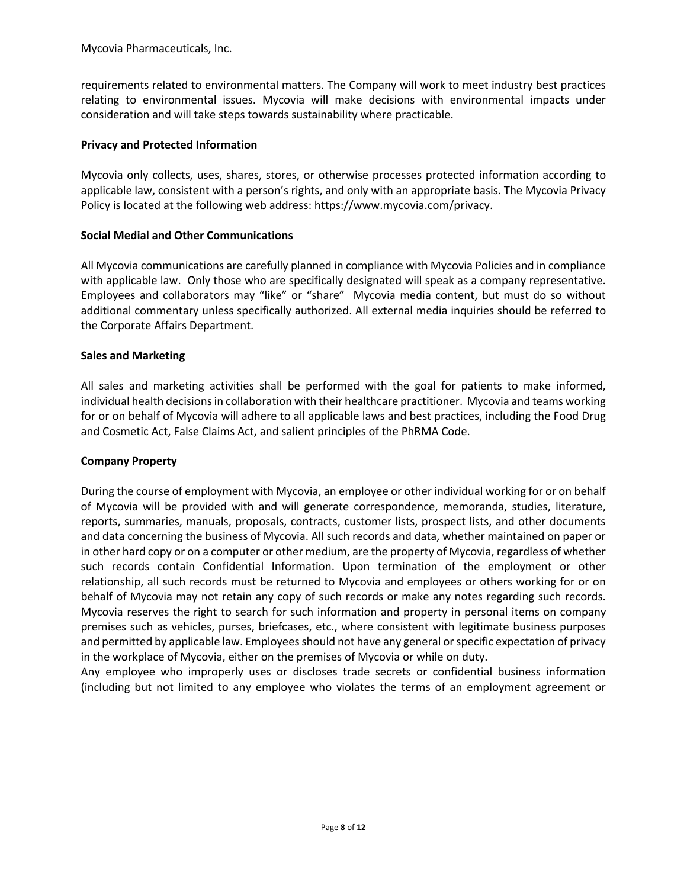requirements related to environmental matters. The Company will work to meet industry best practices relating to environmental issues. Mycovia will make decisions with environmental impacts under consideration and will take steps towards sustainability where practicable.

**Privacy and Protected Information**

Mycovia only collects, uses, shares, stores, or otherwise processes protected information according to applicable law, consistent with a person's rights, and only with an appropriate basis. The Mycovia Privacy Policy is located at the following web address: https://www.mycovia.com/privacy.

**Social Medial and Other Communications**

All Mycovia communications are carefully planned in compliance with Mycovia Policies and in compliance with applicable law. Only those who are specifically designated will speak as a company representative. Employees and collaborators may "like" or "share" Mycovia media content, but must do so without additional commentary unless specifically authorized. All external media inquiries should be referred to the Corporate Affairs Department.

**Sales and Marketing**

All sales and marketing activities shall be performed with the goal for patients to make informed, individual health decisions in collaboration with their healthcare practitioner. Mycovia and teams working for or on behalf of Mycovia will adhere to all applicable laws and best practices, including the Food Drug and Cosmetic Act, False Claims Act, and salient principles of the PhRMA Code.

**Company Property**

During the course of employment with Mycovia, an employee or other individual working for or on behalf of Mycovia will be provided with and will generate correspondence, memoranda, studies, literature, reports, summaries, manuals, proposals, contracts, customer lists, prospect lists, and other documents and data concerning the business of Mycovia. All such records and data, whether maintained on paper or in other hard copy or on a computer or other medium, are the property of Mycovia, regardless of whether such records contain Confidential Information. Upon termination of the employment or other relationship, all such records must be returned to Mycovia and employees or others working for or on behalf of Mycovia may not retain any copy of such records or make any notes regarding such records. Mycovia reserves the right to search for such information and property in personal items on company premises such as vehicles, purses, briefcases, etc., where consistent with legitimate business purposes and permitted by applicable law. Employees should not have any general or specific expectation of privacy in the workplace of Mycovia, either on the premises of Mycovia or while on duty.

Any employee who improperly uses or discloses trade secrets or confidential business information (including but not limited to any employee who violates the terms of an employment agreement or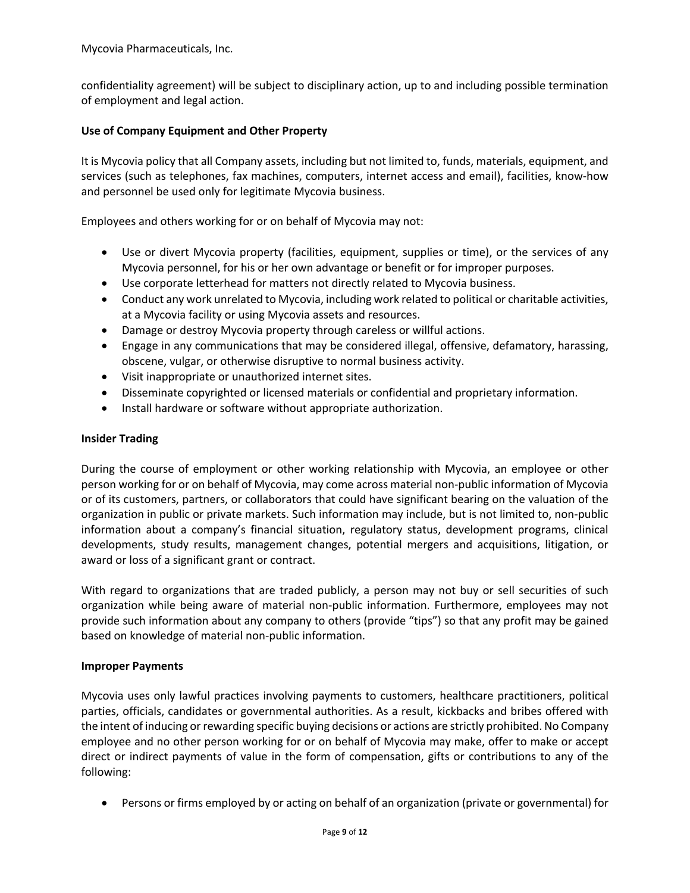confidentiality agreement) will be subject to disciplinary action, up to and including possible termination of employment and legal action.

**Use of Company Equipment and Other Property**

It is Mycovia policy that all Company assets, including but not limited to, funds, materials, equipment, and services (such as telephones, fax machines, computers, internet access and email), facilities, know-how and personnel be used only for legitimate Mycovia business.

Employees and others working for or on behalf of Mycovia may not:

- Use or divert Mycovia property (facilities, equipment, supplies or time), or the services of any Mycovia personnel, for his or her own advantage or benefit or for improper purposes.
- Use corporate letterhead for matters not directly related to Mycovia business.
- Conduct any work unrelated to Mycovia, including work related to political or charitable activities, at a Mycovia facility or using Mycovia assets and resources.
- Damage or destroy Mycovia property through careless or willful actions.
- Engage in any communications that may be considered illegal, offensive, defamatory, harassing, obscene, vulgar, or otherwise disruptive to normal business activity.
- Visit inappropriate or unauthorized internet sites.
- Disseminate copyrighted or licensed materials or confidential and proprietary information.
- Install hardware or software without appropriate authorization.

**Insider Trading**

During the course of employment or other working relationship with Mycovia, an employee or other person working for or on behalf of Mycovia, may come across material non-public information of Mycovia or of its customers, partners, or collaborators that could have significant bearing on the valuation of the organization in public or private markets. Such information may include, but is not limited to, non-public information about a company's financial situation, regulatory status, development programs, clinical developments, study results, management changes, potential mergers and acquisitions, litigation, or award or loss of a significant grant or contract.

With regard to organizations that are traded publicly, a person may not buy or sell securities of such organization while being aware of material non-public information. Furthermore, employees may not provide such information about any company to others (provide "tips") so that any profit may be gained based on knowledge of material non-public information.

**Improper Payments**

Mycovia uses only lawful practices involving payments to customers, healthcare practitioners, political parties, officials, candidates or governmental authorities. As a result, kickbacks and bribes offered with the intent of inducing or rewarding specific buying decisions or actions are strictly prohibited. No Company employee and no other person working for or on behalf of Mycovia may make, offer to make or accept direct or indirect payments of value in the form of compensation, gifts or contributions to any of the following:

- Persons or firms employed by or acting on behalf of an organization (private or governmental) for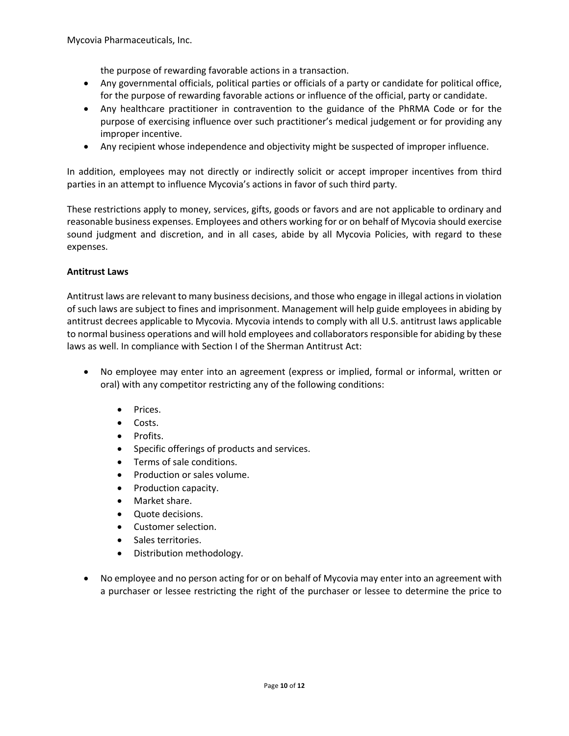the purpose of rewarding favorable actions in a transaction.

- Any governmental officials, political parties or officials of a party or candidate for political office, for the purpose of rewarding favorable actions or influence of the official, party or candidate.
- Any healthcare practitioner in contravention to the guidance of the PhRMA Code or for the purpose of exercising influence over such practitioner's medical judgement or for providing any improper incentive.
- Any recipient whose independence and objectivity might be suspected of improper influence.

In addition, employees may not directly or indirectly solicit or accept improper incentives from third parties in an attempt to influence Mycovia's actions in favor of such third party.

These restrictions apply to money, services, gifts, goods or favors and are not applicable to ordinary and reasonable business expenses. Employees and others working for or on behalf of Mycovia should exercise sound judgment and discretion, and in all cases, abide by all Mycovia Policies, with regard to these expenses.

**Antitrust Laws**

Antitrust laws are relevant to many business decisions, and those who engage in illegal actions in violation of such laws are subject to fines and imprisonment. Management will help guide employees in abiding by antitrust decrees applicable to Mycovia. Mycovia intends to comply with all U.S. antitrust laws applicable to normal business operations and will hold employees and collaborators responsible for abiding by these laws as well. In compliance with Section I of the Sherman Antitrust Act:

- No employee may enter into an agreement (express or implied, formal or informal, written or oral) with any competitor restricting any of the following conditions:
    - Prices.
    - Costs.
    - Profits.
    - Specific offerings of products and services.
    - Terms of sale conditions.
    - Production or sales volume.
    - Production capacity.
    - Market share.
    - Quote decisions.
    - Customer selection.
    - Sales territories.
    - Distribution methodology.
- No employee and no person acting for or on behalf of Mycovia may enter into an agreement with a purchaser or lessee restricting the right of the purchaser or lessee to determine the price to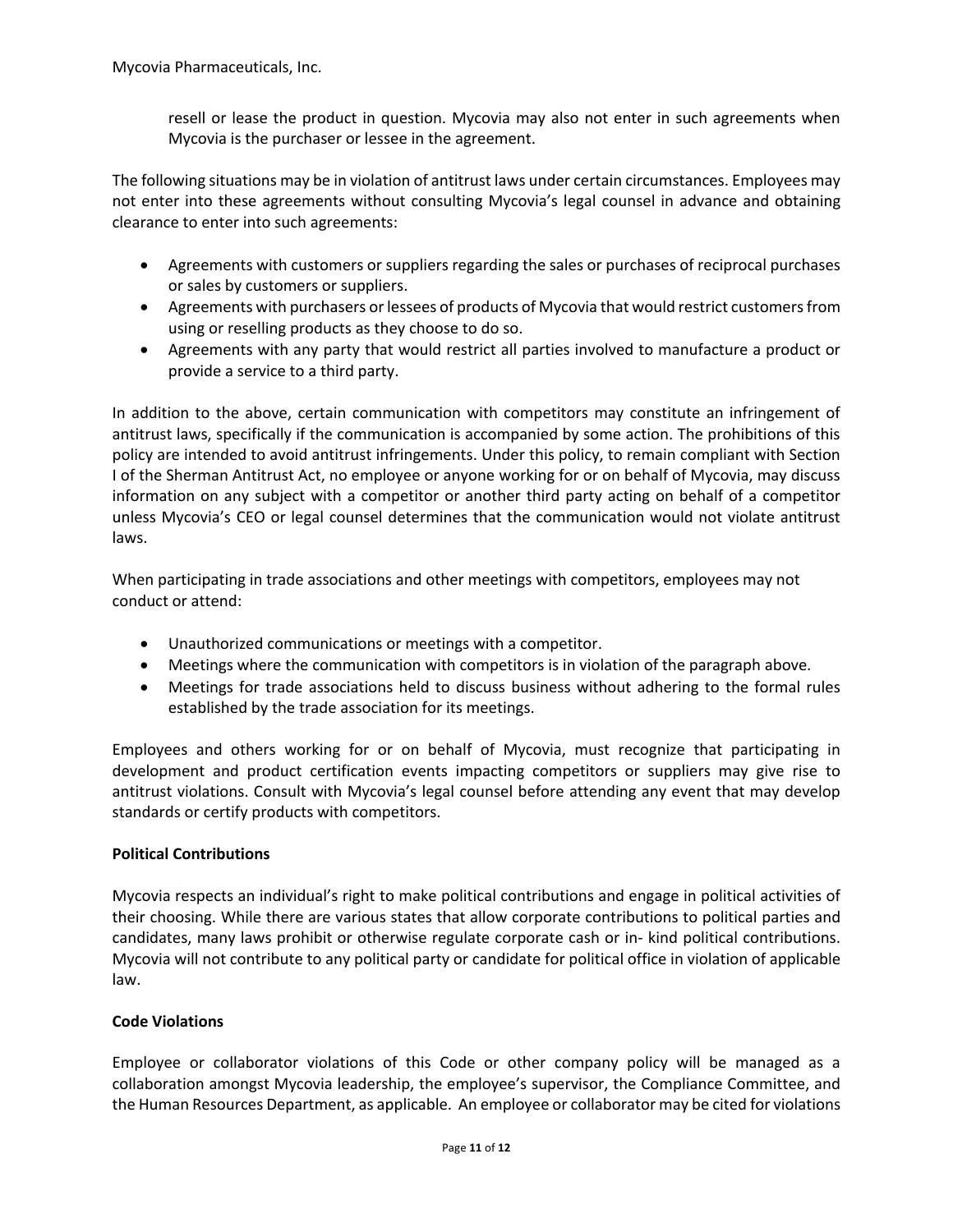resell or lease the product in question. Mycovia may also not enter in such agreements when Mycovia is the purchaser or lessee in the agreement.

The following situations may be in violation of antitrust laws under certain circumstances. Employees may not enter into these agreements without consulting Mycovia's legal counsel in advance and obtaining clearance to enter into such agreements:

- Agreements with customers or suppliers regarding the sales or purchases of reciprocal purchases or sales by customers or suppliers.
- Agreements with purchasers or lessees of products of Mycovia that would restrict customers from using or reselling products as they choose to do so.
- Agreements with any party that would restrict all parties involved to manufacture a product or provide a service to a third party.

In addition to the above, certain communication with competitors may constitute an infringement of antitrust laws, specifically if the communication is accompanied by some action. The prohibitions of this policy are intended to avoid antitrust infringements. Under this policy, to remain compliant with Section I of the Sherman Antitrust Act, no employee or anyone working for or on behalf of Mycovia, may discuss information on any subject with a competitor or another third party acting on behalf of a competitor unless Mycovia's CEO or legal counsel determines that the communication would not violate antitrust laws.

When participating in trade associations and other meetings with competitors, employees may not conduct or attend:

- Unauthorized communications or meetings with a competitor.
- Meetings where the communication with competitors is in violation of the paragraph above.
- Meetings for trade associations held to discuss business without adhering to the formal rules established by the trade association for its meetings.

Employees and others working for or on behalf of Mycovia, must recognize that participating in development and product certification events impacting competitors or suppliers may give rise to antitrust violations. Consult with Mycovia's legal counsel before attending any event that may develop standards or certify products with competitors.

**Political Contributions**

Mycovia respects an individual's right to make political contributions and engage in political activities of their choosing. While there are various states that allow corporate contributions to political parties and candidates, many laws prohibit or otherwise regulate corporate cash or in- kind political contributions. Mycovia will not contribute to any political party or candidate for political office in violation of applicable law.

**Code Violations**

Employee or collaborator violations of this Code or other company policy will be managed as a collaboration amongst Mycovia leadership, the employee's supervisor, the Compliance Committee, and the Human Resources Department, as applicable. An employee or collaborator may be cited for violations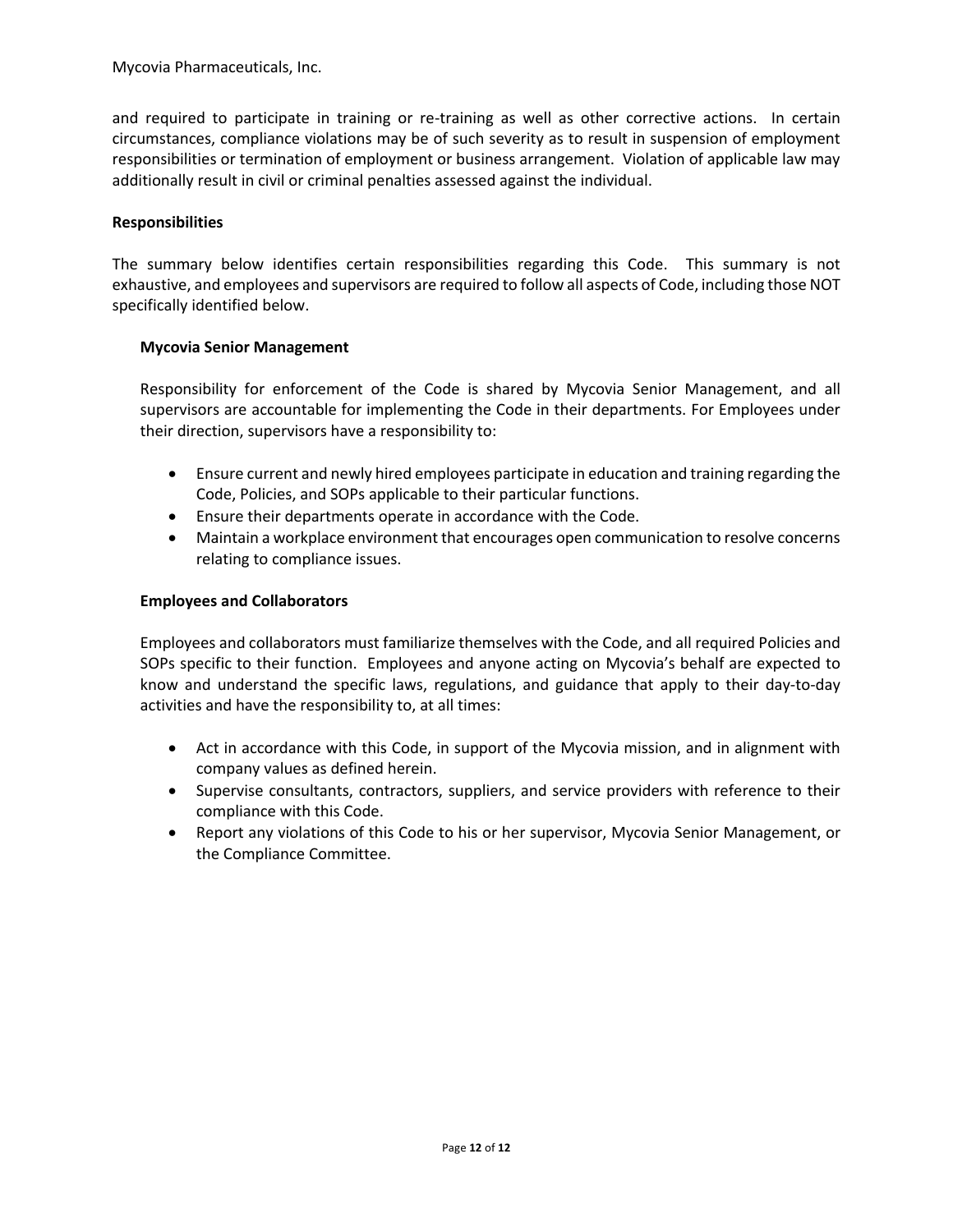and required to participate in training or re-training as well as other corrective actions. In certain circumstances, compliance violations may be of such severity as to result in suspension of employment responsibilities or termination of employment or business arrangement. Violation of applicable law may additionally result in civil or criminal penalties assessed against the individual.

**Responsibilities**

The summary below identifies certain responsibilities regarding this Code. This summary is not exhaustive, and employees and supervisors are required to follow all aspects of Code, including those NOT specifically identified below.

**Mycovia Senior Management**

Responsibility for enforcement of the Code is shared by Mycovia Senior Management, and all supervisors are accountable for implementing the Code in their departments. For Employees under their direction, supervisors have a responsibility to:

- Ensure current and newly hired employees participate in education and training regarding the Code, Policies, and SOPs applicable to their particular functions.
- Ensure their departments operate in accordance with the Code.
- Maintain a workplace environment that encourages open communication to resolve concerns relating to compliance issues.

**Employees and Collaborators**

Employees and collaborators must familiarize themselves with the Code, and all required Policies and SOPs specific to their function. Employees and anyone acting on Mycovia's behalf are expected to know and understand the specific laws, regulations, and guidance that apply to their day-to-day activities and have the responsibility to, at all times:

- Act in accordance with this Code, in support of the Mycovia mission, and in alignment with company values as defined herein.
- Supervise consultants, contractors, suppliers, and service providers with reference to their compliance with this Code.
- Report any violations of this Code to his or her supervisor, Mycovia Senior Management, or the Compliance Committee.